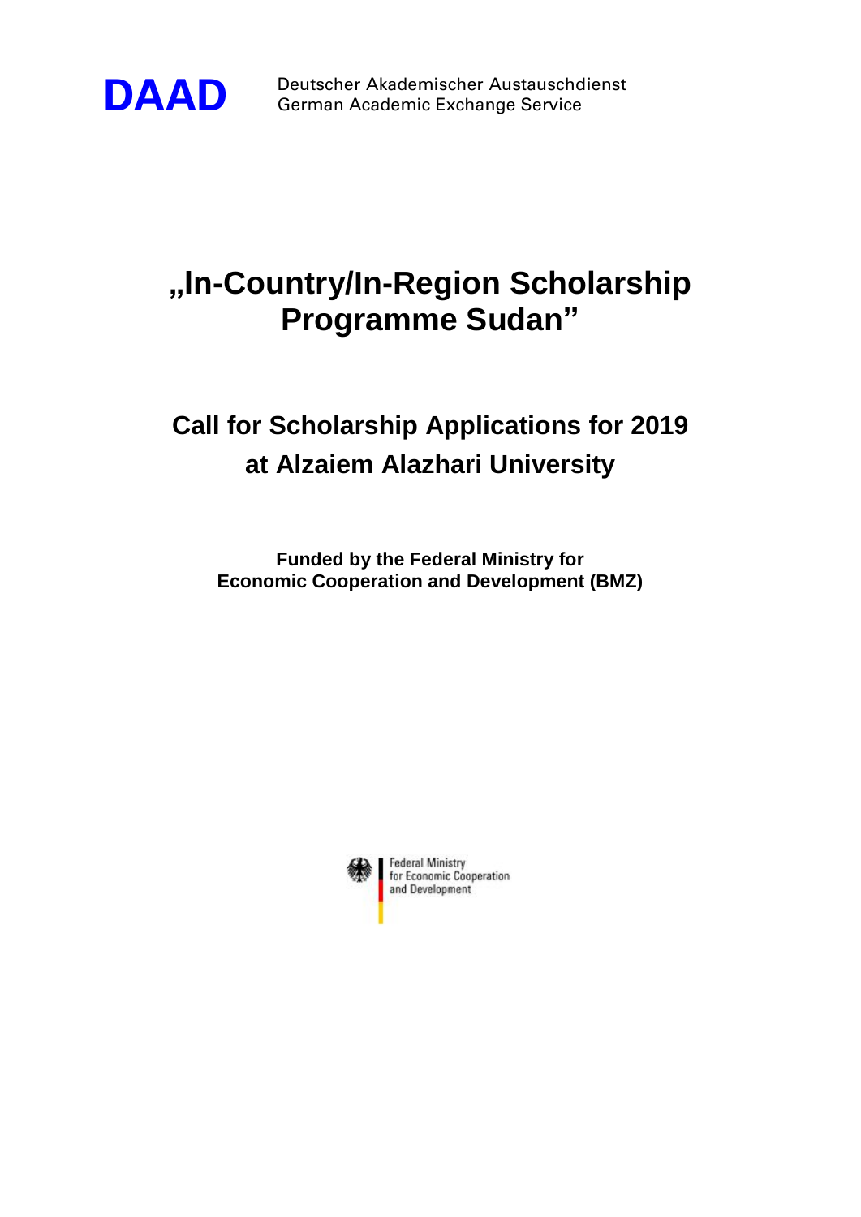**DAAD** Deutscher Akademischer Austauschdienst
German Academic Exchange Service

# „In-Country/In-Region Scholarship Programme Sudan"

## Call for Scholarship Applications for 2019 at Alzaiem Alazhari University

**Funded by the Federal Ministry for Economic Cooperation and Development (BMZ)**

Federal Ministry
for Economic Cooperation
and Development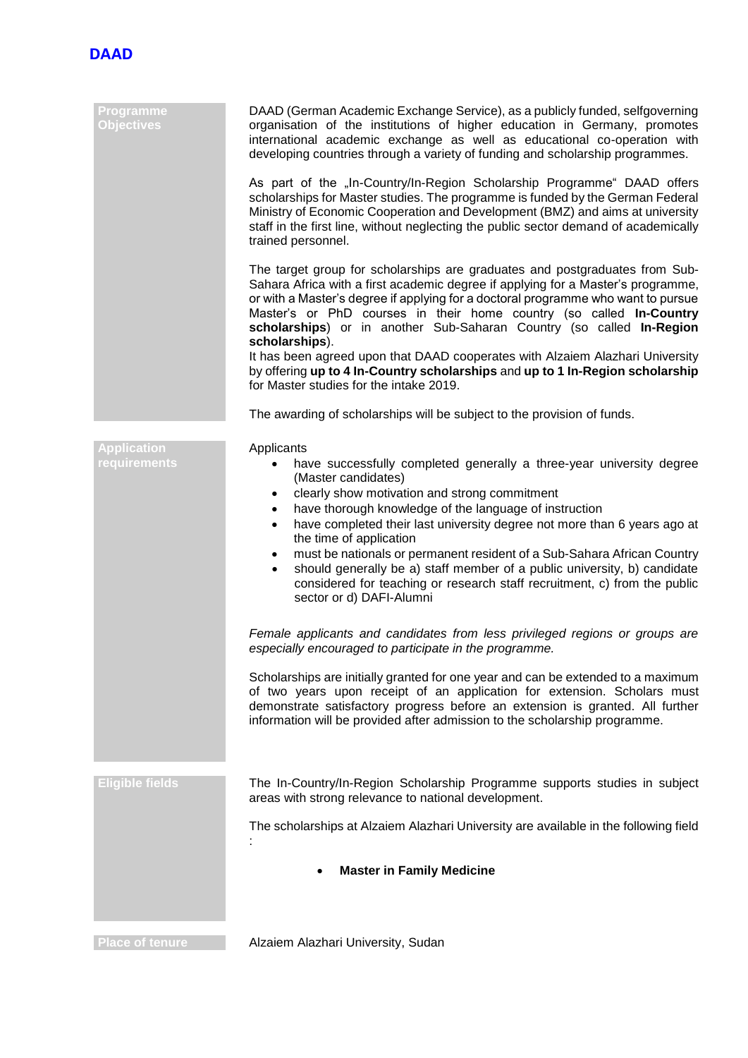# DAAD

## Programme Objectives

DAAD (German Academic Exchange Service), as a publicly funded, selfgoverning organisation of the institutions of higher education in Germany, promotes international academic exchange as well as educational co-operation with developing countries through a variety of funding and scholarship programmes.

As part of the „In-Country/In-Region Scholarship Programme" DAAD offers scholarships for Master studies. The programme is funded by the German Federal Ministry of Economic Cooperation and Development (BMZ) and aims at university staff in the first line, without neglecting the public sector demand of academically trained personnel.

The target group for scholarships are graduates and postgraduates from Sub-Sahara Africa with a first academic degree if applying for a Master's programme, or with a Master's degree if applying for a doctoral programme who want to pursue Master's or PhD courses in their home country (so called **In-Country scholarships**) or in another Sub-Saharan Country (so called **In-Region scholarships**).
It has been agreed upon that DAAD cooperates with Alzaiem Alazhari University by offering **up to 4 In-Country scholarships** and **up to 1 In-Region scholarship** for Master studies for the intake 2019.

The awarding of scholarships will be subject to the provision of funds.

## Application requirements

Applicants

- have successfully completed generally a three-year university degree (Master candidates)
- clearly show motivation and strong commitment
- have thorough knowledge of the language of instruction
- have completed their last university degree not more than 6 years ago at the time of application
- must be nationals or permanent resident of a Sub-Sahara African Country
- should generally be a) staff member of a public university, b) candidate considered for teaching or research staff recruitment, c) from the public sector or d) DAFI-Alumni

*Female applicants and candidates from less privileged regions or groups are especially encouraged to participate in the programme.*

Scholarships are initially granted for one year and can be extended to a maximum of two years upon receipt of an application for extension. Scholars must demonstrate satisfactory progress before an extension is granted. All further information will be provided after admission to the scholarship programme.

## Eligible fields

The In-Country/In-Region Scholarship Programme supports studies in subject areas with strong relevance to national development.

The scholarships at Alzaiem Alazhari University are available in the following field :

- **Master in Family Medicine**

## Place of tenure

Alzaiem Alazhari University, Sudan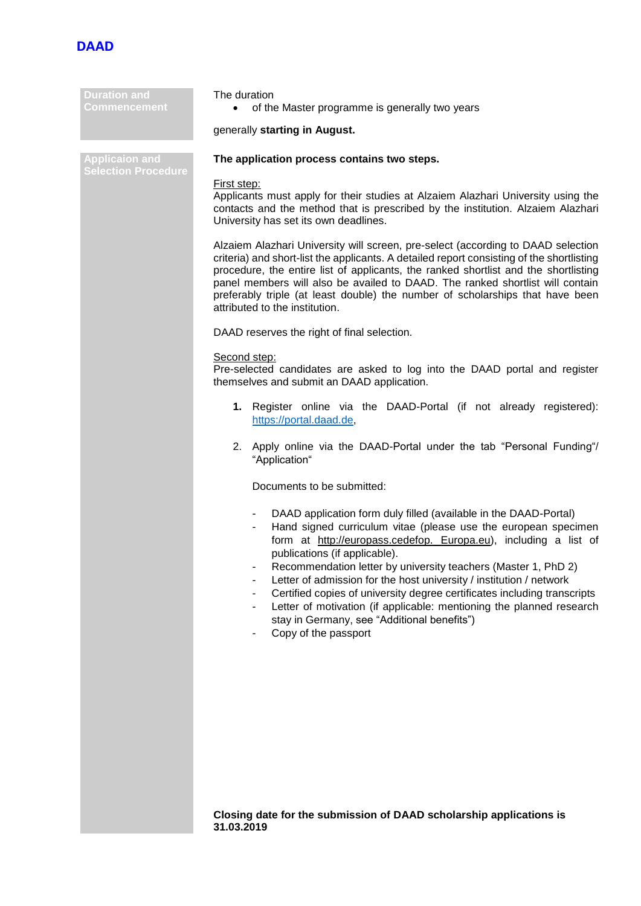**DAAD**

| | |
|---|---|
| **Duration and Commencement** | The duration<br>• of the Master programme is generally two years<br><br>generally **starting in August.** |
| **Applicaion and Selection Procedure** | **The application process contains two steps.** |

**Applicaion and Selection Procedure**

**The application process contains two steps.**

First step:
Applicants must apply for their studies at Alzaiem Alazhari University using the contacts and the method that is prescribed by the institution. Alzaiem Alazhari University has set its own deadlines.

Alzaiem Alazhari University will screen, pre-select (according to DAAD selection criteria) and short-list the applicants. A detailed report consisting of the shortlisting procedure, the entire list of applicants, the ranked shortlist and the shortlisting panel members will also be availed to DAAD. The ranked shortlist will contain preferably triple (at least double) the number of scholarships that have been attributed to the institution.

DAAD reserves the right of final selection.

Second step:
Pre-selected candidates are asked to log into the DAAD portal and register themselves and submit an DAAD application.

1. Register online via the DAAD-Portal (if not already registered): https://portal.daad.de,

2. Apply online via the DAAD-Portal under the tab "Personal Funding"/ "Application"

   Documents to be submitted:

   - DAAD application form duly filled (available in the DAAD-Portal)
   - Hand signed curriculum vitae (please use the european specimen form at http://europass.cedefop. Europa.eu), including a list of publications (if applicable).
   - Recommendation letter by university teachers (Master 1, PhD 2)
   - Letter of admission for the host university / institution / network
   - Certified copies of university degree certificates including transcripts
   - Letter of motivation (if applicable: mentioning the planned research stay in Germany, see "Additional benefits")
   - Copy of the passport

**Closing date for the submission of DAAD scholarship applications is 31.03.2019**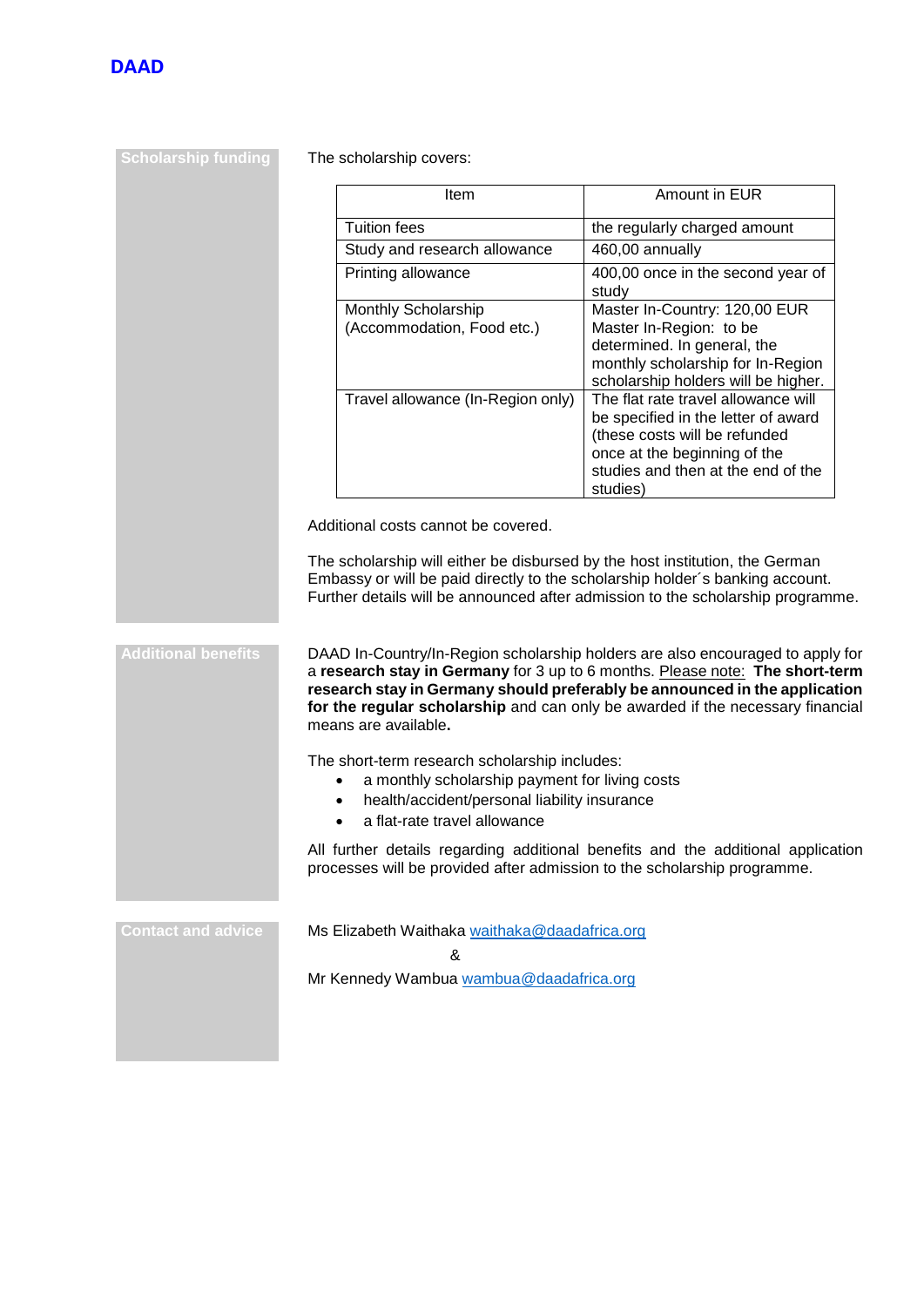**DAAD**

## Scholarship funding

The scholarship covers:

| Item | Amount in EUR |
|---|---|
| Tuition fees | the regularly charged amount |
| Study and research allowance | 460,00 annually |
| Printing allowance | 400,00 once in the second year of study |
| Monthly Scholarship (Accommodation, Food etc.) | Master In-Country: 120,00 EUR Master In-Region: to be determined. In general, the monthly scholarship for In-Region scholarship holders will be higher. |
| Travel allowance (In-Region only) | The flat rate travel allowance will be specified in the letter of award (these costs will be refunded once at the beginning of the studies and then at the end of the studies) |

Additional costs cannot be covered.

The scholarship will either be disbursed by the host institution, the German Embassy or will be paid directly to the scholarship holder´s banking account. Further details will be announced after admission to the scholarship programme.

## Additional benefits

DAAD In-Country/In-Region scholarship holders are also encouraged to apply for a **research stay in Germany** for 3 up to 6 months. Please note: **The short-term research stay in Germany should preferably be announced in the application for the regular scholarship** and can only be awarded if the necessary financial means are available**.**

The short-term research scholarship includes:

- a monthly scholarship payment for living costs
- health/accident/personal liability insurance
- a flat-rate travel allowance

All further details regarding additional benefits and the additional application processes will be provided after admission to the scholarship programme.

## Contact and advice

Ms Elizabeth Waithaka waithaka@daadafrica.org

&

Mr Kennedy Wambua wambua@daadafrica.org